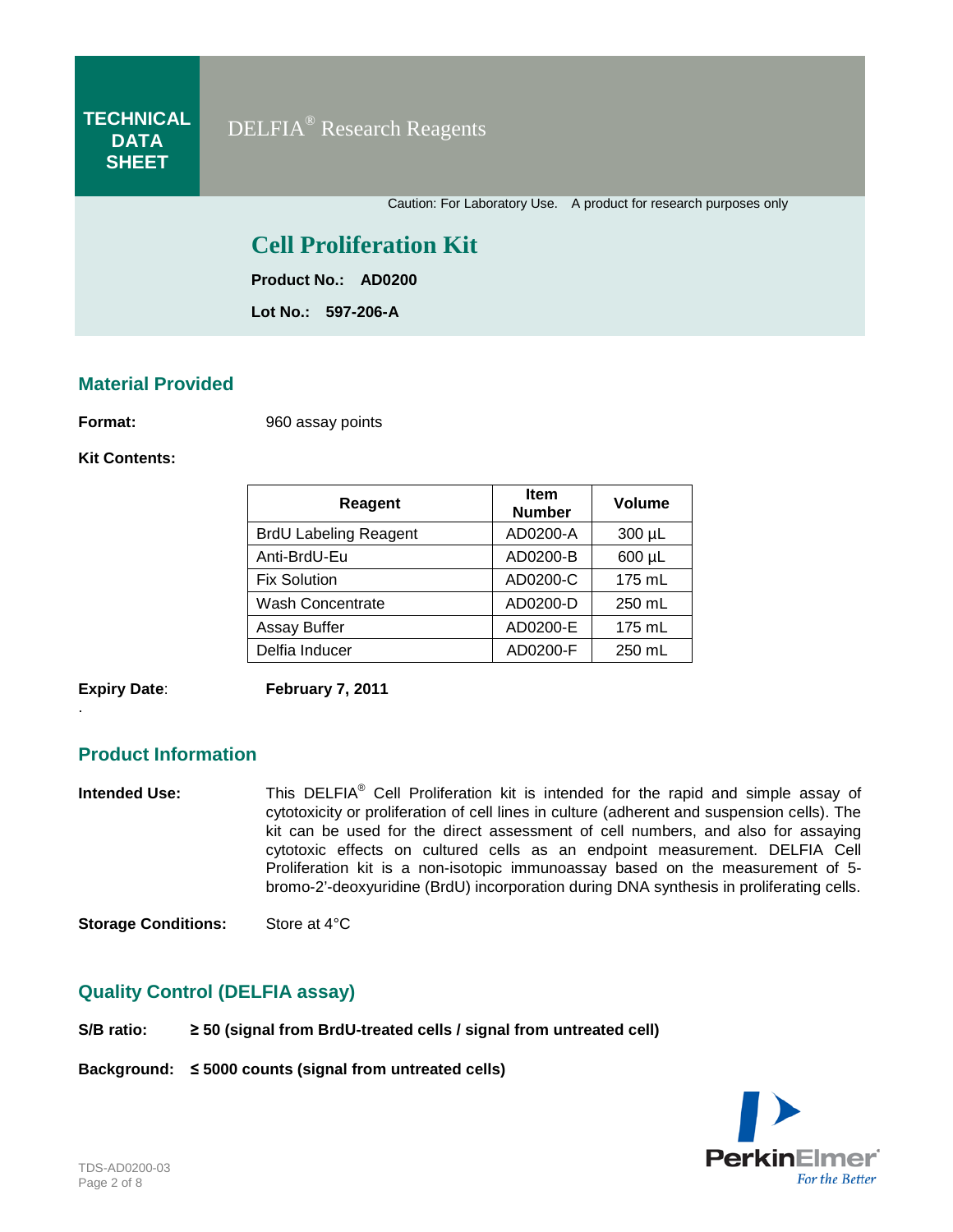**TECHNICAL DATA SHEET**

DELFIA® Research Reagents

Caution: For Laboratory Use. A product for research purposes only

# Cell Proliferation Kit

**Product No.: AD0200**

**Lot No.: 597-206-A**

## Material Provided

**Format:** 960 assay points

**Kit Contents:**

| Reagent | Item Number | Volume |
|---|---|---|
| BrdU Labeling Reagent | AD0200-A | 300 µL |
| Anti-BrdU-Eu | AD0200-B | 600 µL |
| Fix Solution | AD0200-C | 175 mL |
| Wash Concentrate | AD0200-D | 250 mL |
| Assay Buffer | AD0200-E | 175 mL |
| Delfia Inducer | AD0200-F | 250 mL |

**Expiry Date**: **February 7, 2011**

## Product Information

**Intended Use:** This DELFIA® Cell Proliferation kit is intended for the rapid and simple assay of cytotoxicity or proliferation of cell lines in culture (adherent and suspension cells). The kit can be used for the direct assessment of cell numbers, and also for assaying cytotoxic effects on cultured cells as an endpoint measurement. DELFIA Cell Proliferation kit is a non-isotopic immunoassay based on the measurement of 5-bromo-2'-deoxyuridine (BrdU) incorporation during DNA synthesis in proliferating cells.

**Storage Conditions:** Store at 4°C

## Quality Control (DELFIA assay)

**S/B ratio: ≥ 50 (signal from BrdU-treated cells / signal from untreated cell)**

**Background: ≤ 5000 counts (signal from untreated cells)**

TDS-AD0200-03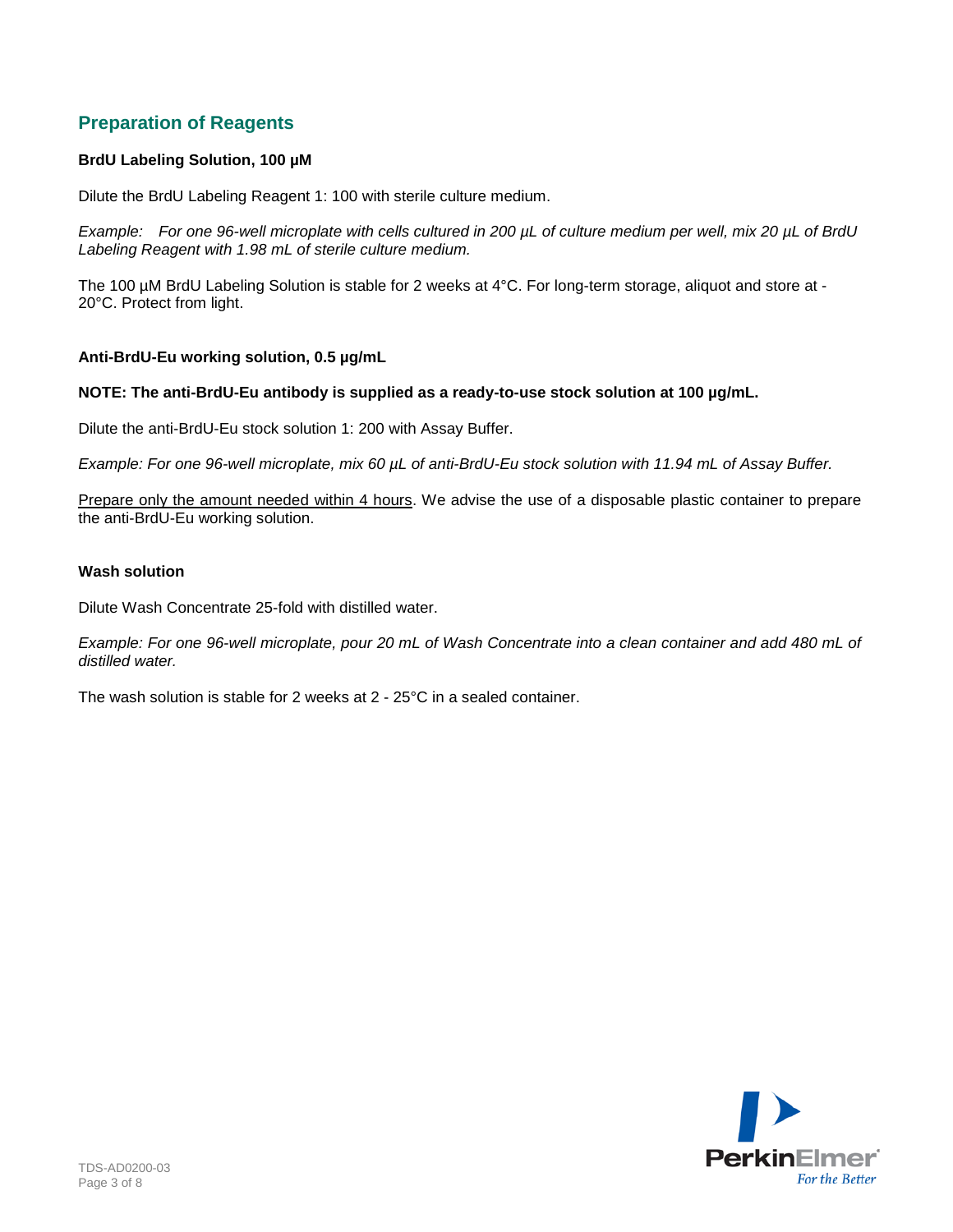## Preparation of Reagents

**BrdU Labeling Solution, 100 µM**

Dilute the BrdU Labeling Reagent 1: 100 with sterile culture medium.

*Example: For one 96-well microplate with cells cultured in 200 µL of culture medium per well, mix 20 µL of BrdU Labeling Reagent with 1.98 mL of sterile culture medium.*

The 100 µM BrdU Labeling Solution is stable for 2 weeks at 4°C. For long-term storage, aliquot and store at -20°C. Protect from light.

**Anti-BrdU-Eu working solution, 0.5 µg/mL**

**NOTE: The anti-BrdU-Eu antibody is supplied as a ready-to-use stock solution at 100 µg/mL.**

Dilute the anti-BrdU-Eu stock solution 1: 200 with Assay Buffer.

*Example: For one 96-well microplate, mix 60 µL of anti-BrdU-Eu stock solution with 11.94 mL of Assay Buffer.*

<u>Prepare only the amount needed within 4 hours</u>. We advise the use of a disposable plastic container to prepare the anti-BrdU-Eu working solution.

**Wash solution**

Dilute Wash Concentrate 25-fold with distilled water.

*Example: For one 96-well microplate, pour 20 mL of Wash Concentrate into a clean container and add 480 mL of distilled water.*

The wash solution is stable for 2 weeks at 2 - 25°C in a sealed container.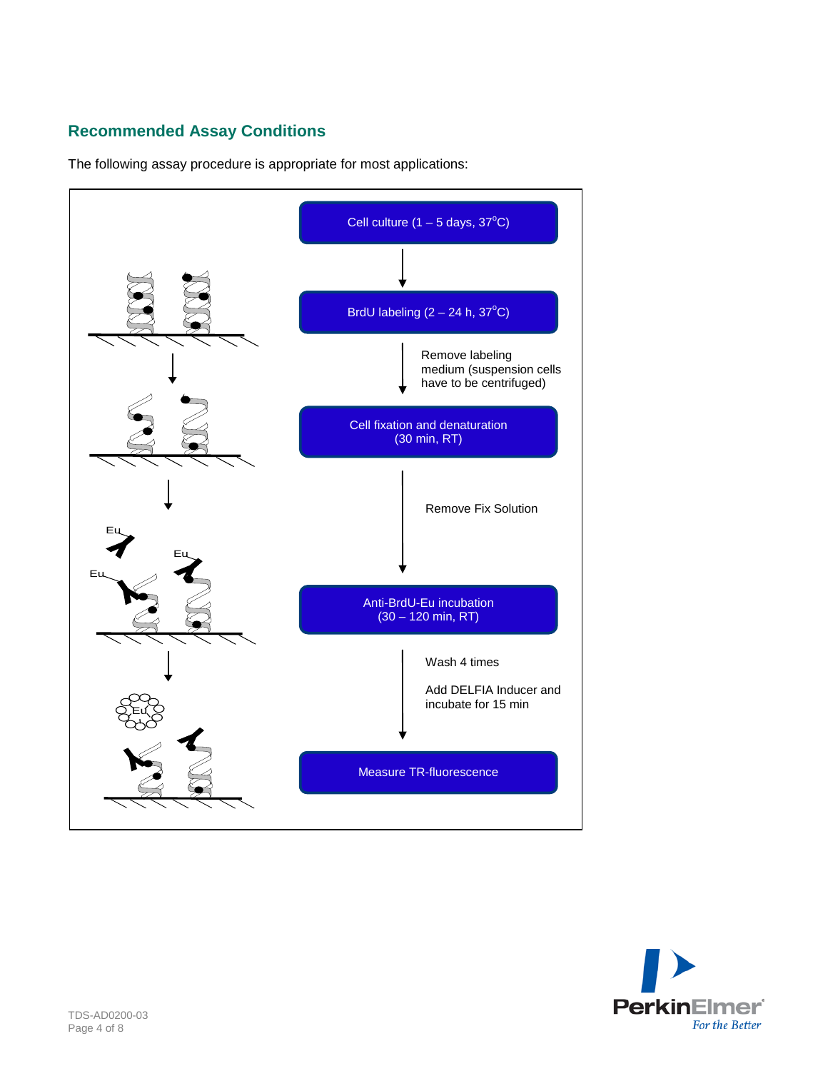## Recommended Assay Conditions

The following assay procedure is appropriate for most applications:

1. Cell culture (1 – 5 days, 37°C)
2. BrdU labeling (2 – 24 h, 37°C)
   - Remove labeling medium (suspension cells have to be centrifuged)
3. Cell fixation and denaturation (30 min, RT)
   - Remove Fix Solution
4. Anti-BrdU-Eu incubation (30 – 120 min, RT)
   - Wash 4 times
   - Add DELFIA Inducer and incubate for 15 min
5. Measure TR-fluorescence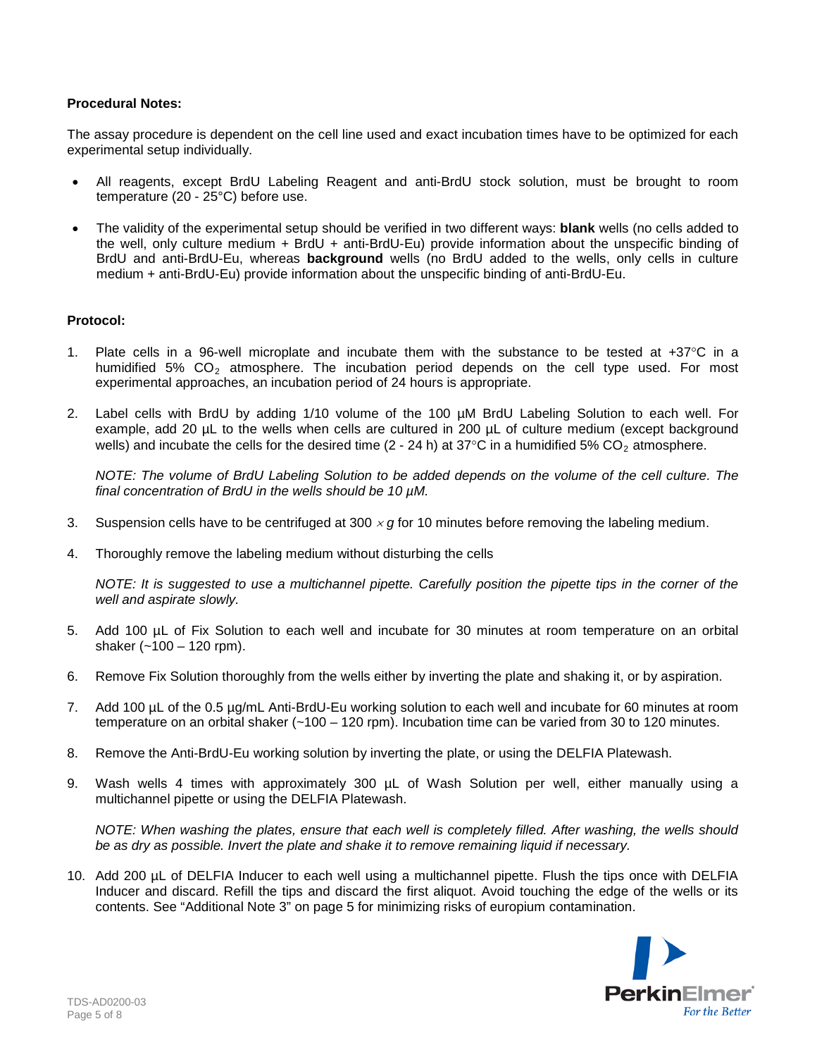**Procedural Notes:**

The assay procedure is dependent on the cell line used and exact incubation times have to be optimized for each experimental setup individually.

- All reagents, except BrdU Labeling Reagent and anti-BrdU stock solution, must be brought to room temperature (20 - 25°C) before use.
- The validity of the experimental setup should be verified in two different ways: **blank** wells (no cells added to the well, only culture medium + BrdU + anti-BrdU-Eu) provide information about the unspecific binding of BrdU and anti-BrdU-Eu, whereas **background** wells (no BrdU added to the wells, only cells in culture medium + anti-BrdU-Eu) provide information about the unspecific binding of anti-BrdU-Eu.

**Protocol:**

1. Plate cells in a 96-well microplate and incubate them with the substance to be tested at +37°C in a humidified 5% $CO_2$ atmosphere. The incubation period depends on the cell type used. For most experimental approaches, an incubation period of 24 hours is appropriate.

2. Label cells with BrdU by adding 1/10 volume of the 100 µM BrdU Labeling Solution to each well. For example, add 20 µL to the wells when cells are cultured in 200 µL of culture medium (except background wells) and incubate the cells for the desired time (2 - 24 h) at 37°C in a humidified 5% $CO_2$ atmosphere.

   *NOTE: The volume of BrdU Labeling Solution to be added depends on the volume of the cell culture. The final concentration of BrdU in the wells should be 10 µM.*

3. Suspension cells have to be centrifuged at 300 $\times g$ for 10 minutes before removing the labeling medium.

4. Thoroughly remove the labeling medium without disturbing the cells

   *NOTE: It is suggested to use a multichannel pipette. Carefully position the pipette tips in the corner of the well and aspirate slowly.*

5. Add 100 µL of Fix Solution to each well and incubate for 30 minutes at room temperature on an orbital shaker (~100 – 120 rpm).

6. Remove Fix Solution thoroughly from the wells either by inverting the plate and shaking it, or by aspiration.

7. Add 100 µL of the 0.5 µg/mL Anti-BrdU-Eu working solution to each well and incubate for 60 minutes at room temperature on an orbital shaker (~100 – 120 rpm). Incubation time can be varied from 30 to 120 minutes.

8. Remove the Anti-BrdU-Eu working solution by inverting the plate, or using the DELFIA Platewash.

9. Wash wells 4 times with approximately 300 µL of Wash Solution per well, either manually using a multichannel pipette or using the DELFIA Platewash.

   *NOTE: When washing the plates, ensure that each well is completely filled. After washing, the wells should be as dry as possible. Invert the plate and shake it to remove remaining liquid if necessary.*

10. Add 200 µL of DELFIA Inducer to each well using a multichannel pipette. Flush the tips once with DELFIA Inducer and discard. Refill the tips and discard the first aliquot. Avoid touching the edge of the wells or its contents. See "Additional Note 3" on page 5 for minimizing risks of europium contamination.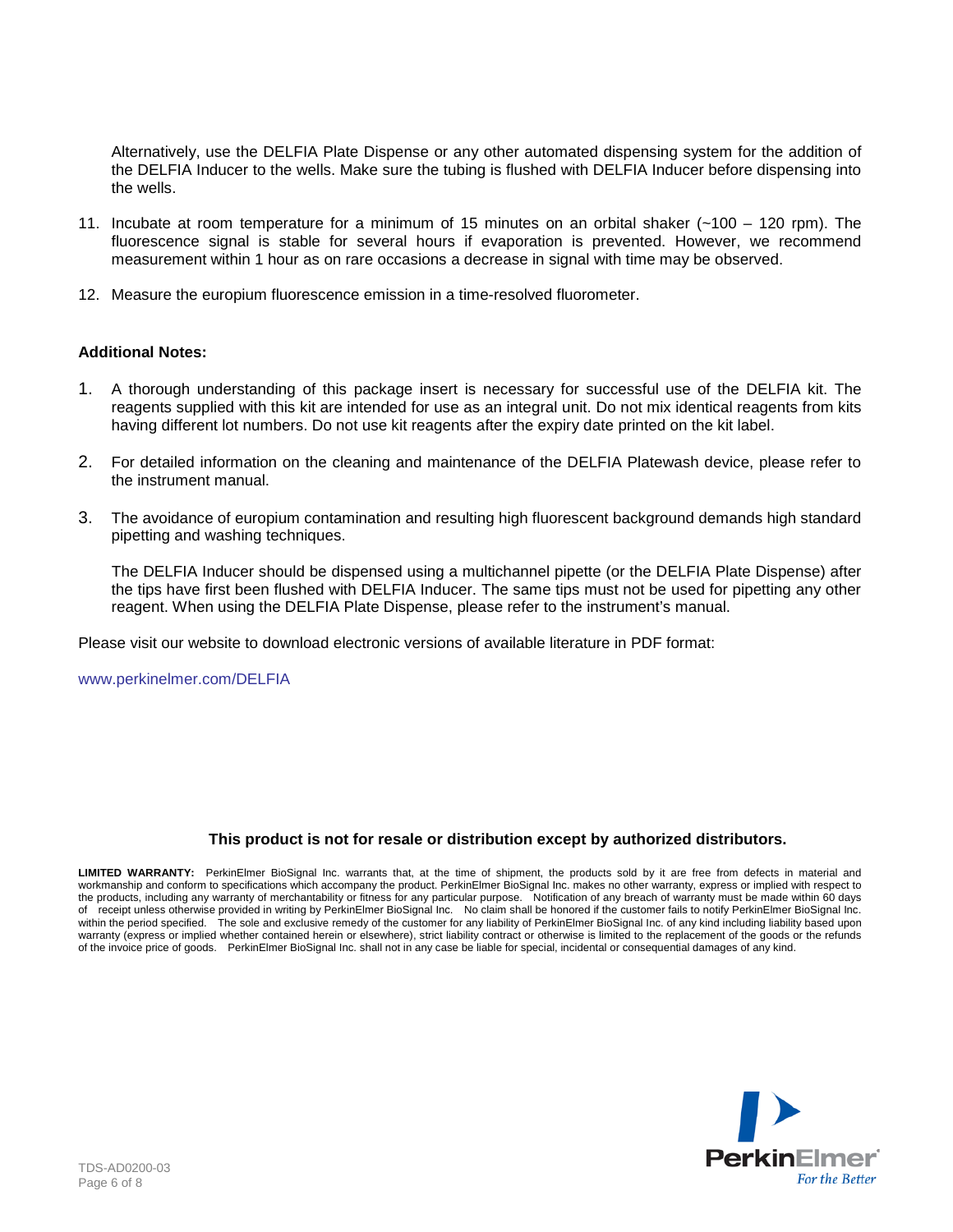Alternatively, use the DELFIA Plate Dispense or any other automated dispensing system for the addition of the DELFIA Inducer to the wells. Make sure the tubing is flushed with DELFIA Inducer before dispensing into the wells.

11. Incubate at room temperature for a minimum of 15 minutes on an orbital shaker (~100 – 120 rpm). The fluorescence signal is stable for several hours if evaporation is prevented. However, we recommend measurement within 1 hour as on rare occasions a decrease in signal with time may be observed.

12. Measure the europium fluorescence emission in a time-resolved fluorometer.

**Additional Notes:**

1. A thorough understanding of this package insert is necessary for successful use of the DELFIA kit. The reagents supplied with this kit are intended for use as an integral unit. Do not mix identical reagents from kits having different lot numbers. Do not use kit reagents after the expiry date printed on the kit label.

2. For detailed information on the cleaning and maintenance of the DELFIA Platewash device, please refer to the instrument manual.

3. The avoidance of europium contamination and resulting high fluorescent background demands high standard pipetting and washing techniques.

   The DELFIA Inducer should be dispensed using a multichannel pipette (or the DELFIA Plate Dispense) after the tips have first been flushed with DELFIA Inducer. The same tips must not be used for pipetting any other reagent. When using the DELFIA Plate Dispense, please refer to the instrument's manual.

Please visit our website to download electronic versions of available literature in PDF format:

www.perkinelmer.com/DELFIA

**This product is not for resale or distribution except by authorized distributors.**

**LIMITED WARRANTY:** PerkinElmer BioSignal Inc. warrants that, at the time of shipment, the products sold by it are free from defects in material and workmanship and conform to specifications which accompany the product. PerkinElmer BioSignal Inc. makes no other warranty, express or implied with respect to the products, including any warranty of merchantability or fitness for any particular purpose. Notification of any breach of warranty must be made within 60 days of receipt unless otherwise provided in writing by PerkinElmer BioSignal Inc. No claim shall be honored if the customer fails to notify PerkinElmer BioSignal Inc. within the period specified. The sole and exclusive remedy of the customer for any liability of PerkinElmer BioSignal Inc. of any kind including liability based upon warranty (express or implied whether contained herein or elsewhere), strict liability contract or otherwise is limited to the replacement of the goods or the refunds of the invoice price of goods. PerkinElmer BioSignal Inc. shall not in any case be liable for special, incidental or consequential damages of any kind.

TDS-AD0200-03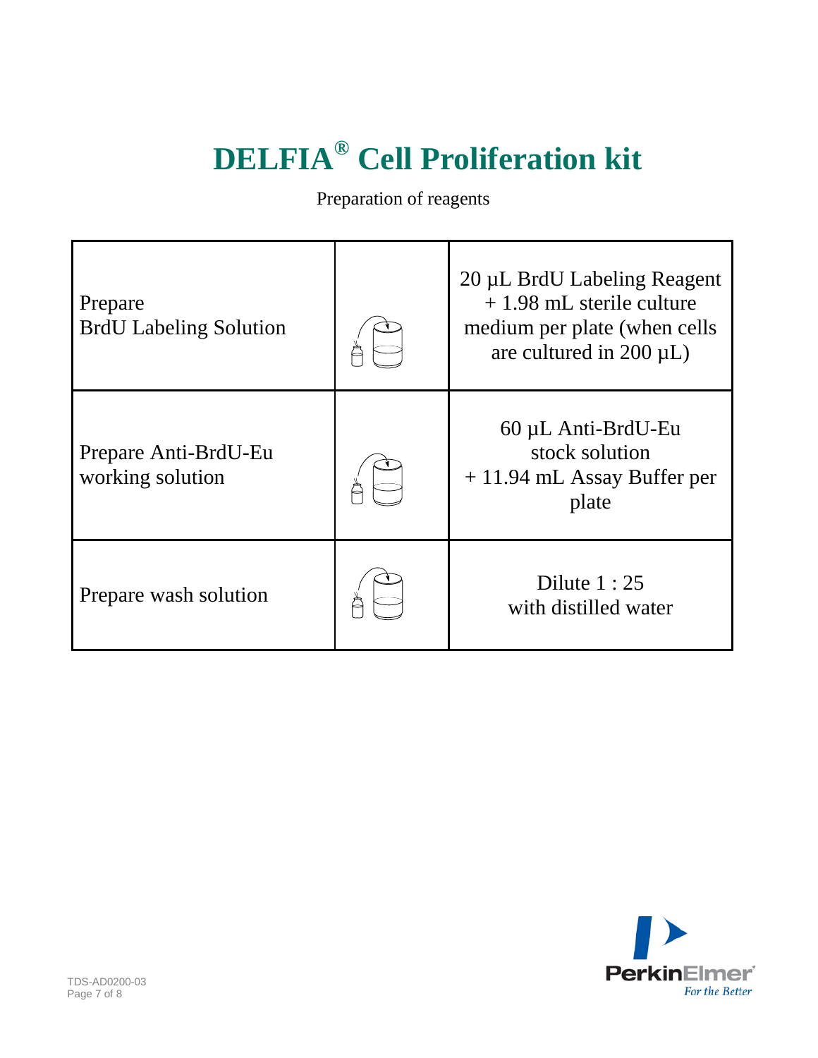# DELFIA® Cell Proliferation kit

Preparation of reagents

| | | |
|---|---|---|
| Prepare BrdU Labeling Solution | | 20 µL BrdU Labeling Reagent + 1.98 mL sterile culture medium per plate (when cells are cultured in 200 µL) |
| Prepare Anti-BrdU-Eu working solution | | 60 µL Anti-BrdU-Eu stock solution + 11.94 mL Assay Buffer per plate |
| Prepare wash solution | | Dilute 1 : 25 with distilled water |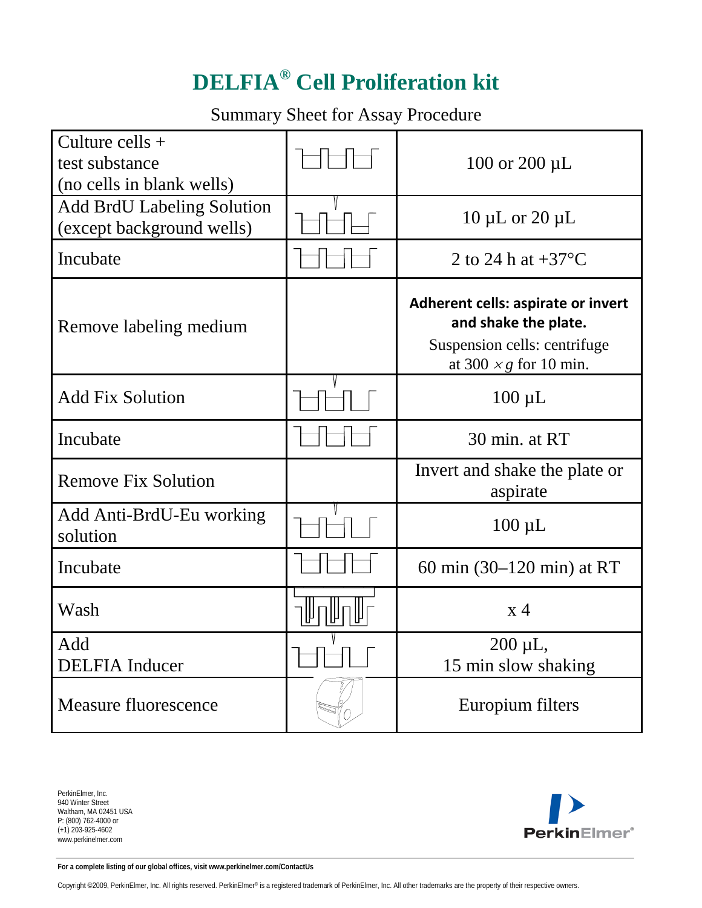# DELFIA® Cell Proliferation kit

Summary Sheet for Assay Procedure

| | | |
|---|---|---|
| Culture cells + test substance (no cells in blank wells) | | 100 or 200 µL |
| Add BrdU Labeling Solution (except background wells) | | 10 µL or 20 µL |
| Incubate | | 2 to 24 h at +37°C |
| Remove labeling medium | | **Adherent cells: aspirate or invert and shake the plate.** Suspension cells: centrifuge at 300 $\times g$ for 10 min. |
| Add Fix Solution | | 100 µL |
| Incubate | | 30 min. at RT |
| Remove Fix Solution | | Invert and shake the plate or aspirate |
| Add Anti-BrdU-Eu working solution | | 100 µL |
| Incubate | | 60 min (30–120 min) at RT |
| Wash | | x 4 |
| Add DELFIA Inducer | | 200 µL, 15 min slow shaking |
| Measure fluorescence | | Europium filters |

PerkinElmer, Inc.
940 Winter Street
Waltham, MA 02451 USA
P: (800) 762-4000 or
(+1) 203-925-4602
www.perkinelmer.com

PerkinElmer®

**For a complete listing of our global offices, visit www.perkinelmer.com/ContactUs**

Copyright ©2009, PerkinElmer, Inc. All rights reserved. PerkinElmer® is a registered trademark of PerkinElmer, Inc. All other trademarks are the property of their respective owners.